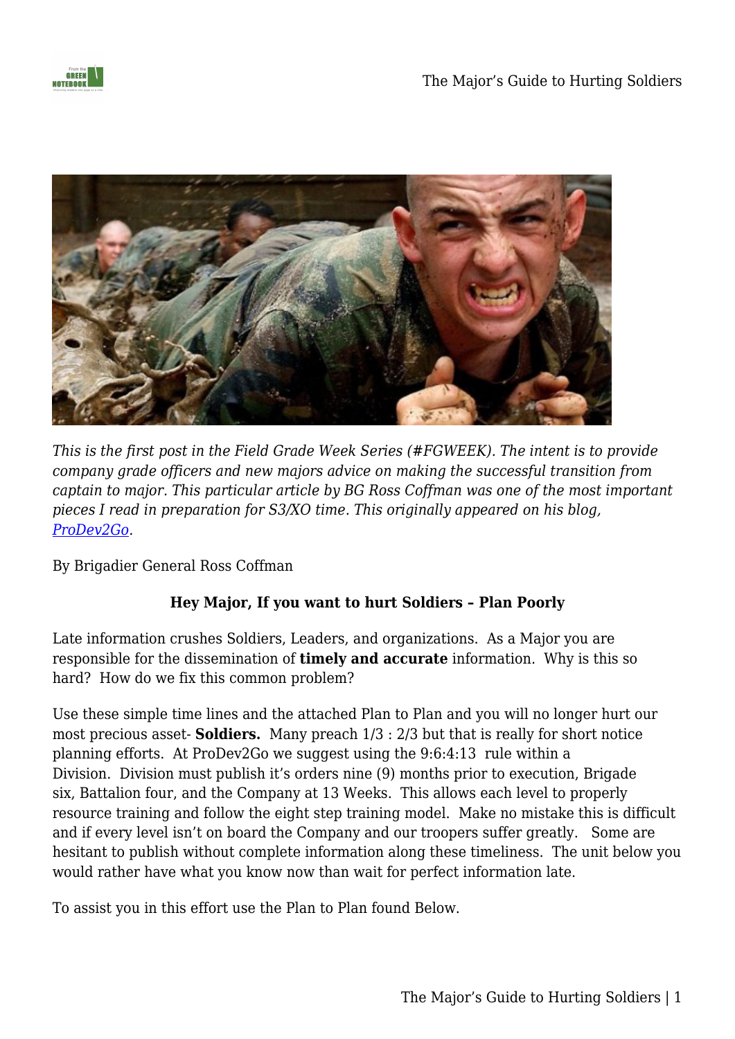*This is the first post in the Field Grade Week Series (#FGWEEK). The intent is to provide company grade officers and new majors advice on making the successful transition from captain to major. This particular article by BG Ross Coffman was one of the most important pieces I read in preparation for S3/XO time. This originally appeared on his blog, [ProDev2Go](ProDev2Go).*

By Brigadier General Ross Coffman

**Hey Major, If you want to hurt Soldiers – Plan Poorly**

Late information crushes Soldiers, Leaders, and organizations. As a Major you are responsible for the dissemination of **timely and accurate** information. Why is this so hard? How do we fix this common problem?

Use these simple time lines and the attached Plan to Plan and you will no longer hurt our most precious asset- **Soldiers.** Many preach 1/3 : 2/3 but that is really for short notice planning efforts. At ProDev2Go we suggest using the 9:6:4:13 rule within a Division. Division must publish it's orders nine (9) months prior to execution, Brigade six, Battalion four, and the Company at 13 Weeks. This allows each level to properly resource training and follow the eight step training model. Make no mistake this is difficult and if every level isn't on board the Company and our troopers suffer greatly. Some are hesitant to publish without complete information along these timeliness. The unit below you would rather have what you know now than wait for perfect information late.

To assist you in this effort use the Plan to Plan found Below.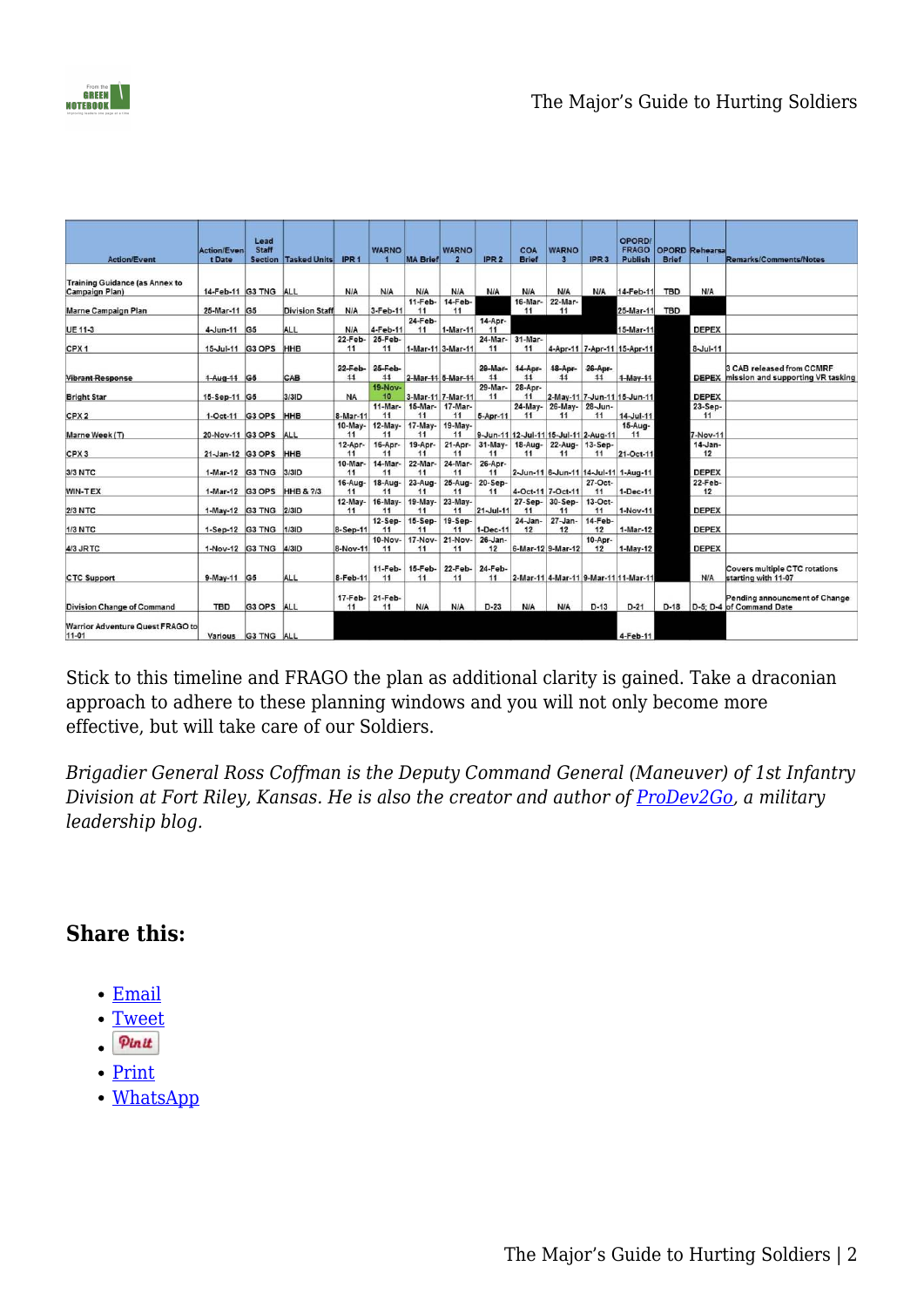| Action/Event | Action/Event Date | Lead Staff Section | Tasked Units | IPR 1 | WARNO 1 | MA Brief | WARNO 2 | IPR 2 | COA Brief | WARNO 3 | IPR 3 | OPORD/ FRAGO Publish | OPORD Brief | Rehearsal | Remarks/Comments/Notes |
|---|---|---|---|---|---|---|---|---|---|---|---|---|---|---|---|
| Training Guidance (as Annex to Campaign Plan) | 14-Feb-11 | G3 TNG | ALL | N/A | N/A | N/A | N/A | N/A | N/A | N/A | N/A | 14-Feb-11 | TBD | N/A | |
| Marne Campaign Plan | 25-Mar-11 | G5 | Division Staff | N/A | 3-Feb-11 | 11-Feb-11 | 14-Feb-11 | | 16-Mar-11 | 22-Mar-11 | | 25-Mar-11 | TBD | | |
| UE 11-3 | 4-Jun-11 | G5 | ALL | N/A | 4-Feb-11 | 24-Feb-11 | 1-Mar-11 | 14-Apr-11 | | | | 15-Mar-11 | | DEPEX | |
| CPX 1 | 15-Jul-11 | G3 OPS | HHB | 22-Feb-11 | 25-Feb-11 | 1-Mar-11 | 3-Mar-11 | 24-Mar-11 | 31-Mar-11 | 4-Apr-11 | 7-Apr-11 | 15-Apr-11 | | 8-Jul-11 | |
| ~~Vibrant Response~~ | ~~1-Aug-11~~ | G6 | CAB | ~~22-Feb-11~~ | ~~25-Feb-11~~ | ~~2-Mar-11~~ | ~~5-Mar-11~~ | ~~29-Mar-11~~ | ~~14-Apr-11~~ | ~~18-Apr-11~~ | ~~26-Apr-11~~ | ~~1-May-11~~ | | DEPEX | 3 CAB released from CCMRF mission and supporting VR tasking |
| Bright Star | 15-Sep-11 | G6 | 3/3ID | NA | 19-Nov-10 | 3-Mar-11 | 7-Mar-11 | 29-Mar-11 | 28-Apr-11 | 2-May-11 | 7-Jun-11 | 15-Jun-11 | | DEPEX | |
| CPX 2 | 1-Oct-11 | G3 OPS | HHB | 8-Mar-11 | 11-Mar-11 | 15-Mar-11 | 17-Mar-11 | 5-Apr-11 | 24-May-11 | 26-May-11 | 28-Jun-11 | 14-Jul-11 | | 23-Sep-11 | |
| Marne Week (T) | 20-Nov-11 | G3 OPS | ALL | 10-May-11 | 12-May-11 | 17-May-11 | 19-May-11 | 9-Jun-11 | 12-Jul-11 | 15-Jul-11 | 2-Aug-11 | 15-Aug-11 | | 7-Nov-11 | |
| CPX 3 | 21-Jan-12 | G3 OPS | HHB | 12-Apr-11 | 15-Apr-11 | 19-Apr-11 | 21-Apr-11 | 31-May-11 | 18-Aug-11 | 22-Aug-11 | 13-Sep-11 | 21-Oct-11 | | 14-Jan-12 | |
| 3/3 NTC | 1-Mar-12 | G3 TNG | 3/3ID | 10-Mar-11 | 14-Mar-11 | 22-Mar-11 | 24-Mar-11 | 26-Apr-11 | 2-Jun-11 | 6-Jun-11 | 14-Jul-11 | 1-Aug-11 | | DEPEX | |
| WIN-TEX | 1-Mar-12 | G3 OPS | HHB & 7/3 | 16-Aug-11 | 18-Aug-11 | 23-Aug-11 | 25-Aug-11 | 20-Sep-11 | 4-Oct-11 | 7-Oct-11 | 27-Oct-11 | 1-Dec-11 | | 22-Feb-12 | |
| 2/3 NTC | 1-May-12 | G3 TNG | 2/3ID | 12-May-11 | 16-May-11 | 19-May-11 | 23-May-11 | 21-Jul-11 | 27-Sep-11 | 30-Sep-11 | 13-Oct-11 | 1-Nov-11 | | DEPEX | |
| 1/3 NTC | 1-Sep-12 | G3 TNG | 1/3ID | 8-Sep-11 | 12-Sep-11 | 15-Sep-11 | 19-Sep-11 | 1-Dec-11 | 24-Jan-12 | 27-Jan-12 | 14-Feb-12 | 1-Mar-12 | | DEPEX | |
| 4/3 JRTC | 1-Nov-12 | G3 TNG | 4/3ID | 8-Nov-11 | 10-Nov-11 | 17-Nov-11 | 21-Nov-11 | 26-Jan-12 | 6-Mar-12 | 9-Mar-12 | 10-Apr-12 | 1-May-12 | | DEPEX | |
| CTC Support | 9-May-11 | G5 | ALL | 8-Feb-11 | 11-Feb-11 | 15-Feb-11 | 22-Feb-11 | 24-Feb-11 | 2-Mar-11 | 4-Mar-11 | 9-Mar-11 | 11-Mar-11 | | N/A | Covers multiple CTC rotations starting with 11-07 |
| Division Change of Command | TBD | G3 OPS | ALL | 17-Feb-11 | 21-Feb-11 | N/A | N/A | D-23 | N/A | N/A | D-13 | D-21 | D-18 | D-5; D-4 | Pending announcement of Change of Command Date |
| Warrior Adventure Quest FRAGO to 11-01 | Various | G3 TNG | ALL | | | | | | | | | 4-Feb-11 | | | |

Stick to this timeline and FRAGO the plan as additional clarity is gained. Take a draconian approach to adhere to these planning windows and you will not only become more effective, but will take care of our Soldiers.

*Brigadier General Ross Coffman is the Deputy Command General (Maneuver) of 1st Infantry Division at Fort Riley, Kansas. He is also the creator and author of ProDev2Go, a military leadership blog.*

## Share this:

- Email
- Tweet
- Pin it
- Print
- WhatsApp